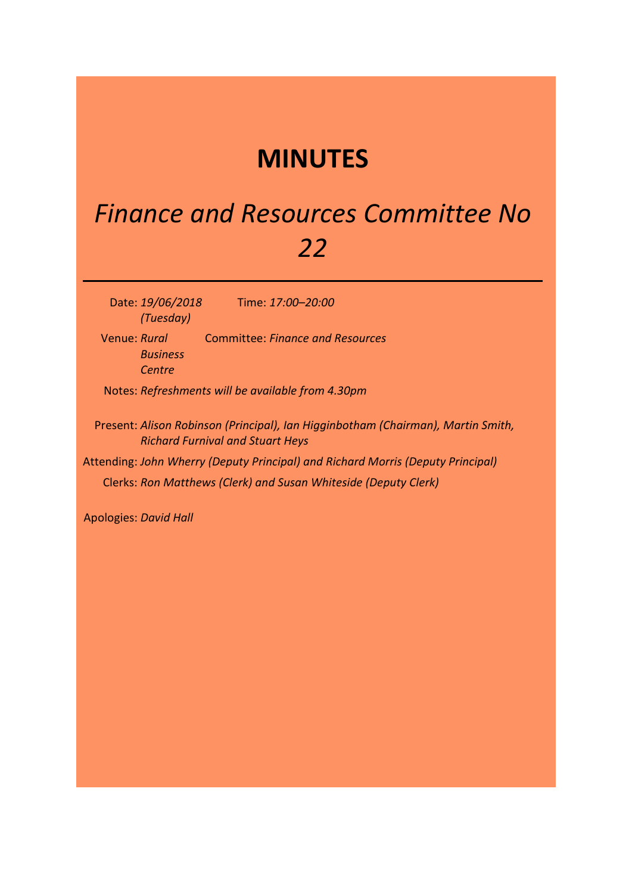# MINUTES

## *Finance and Resources Committee No 22*

---

**Date:** *19/06/2018 (Tuesday)*  **Time:** *17:00–20:00*

**Venue:** *Rural Business Centre*  **Committee:** *Finance and Resources*

**Notes:** *Refreshments will be available from 4.30pm*

**Present:** *Alison Robinson (Principal), Ian Higginbotham (Chairman), Martin Smith, Richard Furnival and Stuart Heys*

**Attending:** *John Wherry (Deputy Principal) and Richard Morris (Deputy Principal)*

**Clerks:** *Ron Matthews (Clerk) and Susan Whiteside (Deputy Clerk)*

**Apologies:** *David Hall*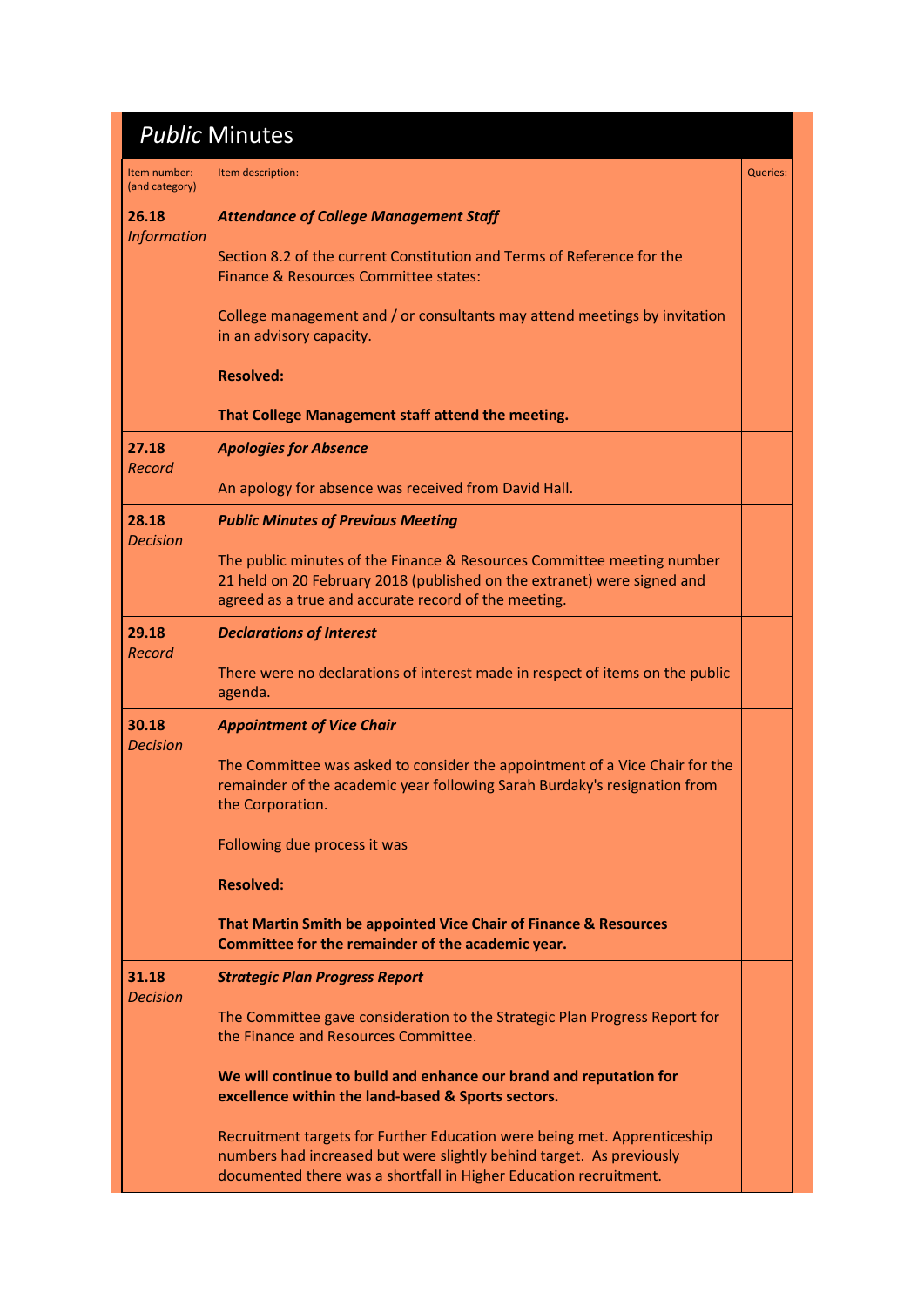## *Public* Minutes

| Item number: (and category) | Item description: | Queries: |
|---|---|---|
| **26.18** *Information* | ***Attendance of College Management Staff*** <br><br> Section 8.2 of the current Constitution and Terms of Reference for the Finance & Resources Committee states: <br><br> College management and / or consultants may attend meetings by invitation in an advisory capacity. <br><br> **Resolved:** <br><br> **That College Management staff attend the meeting.** | |
| **27.18** *Record* | ***Apologies for Absence*** <br><br> An apology for absence was received from David Hall. | |
| **28.18** *Decision* | ***Public Minutes of Previous Meeting*** <br><br> The public minutes of the Finance & Resources Committee meeting number 21 held on 20 February 2018 (published on the extranet) were signed and agreed as a true and accurate record of the meeting. | |
| **29.18** *Record* | ***Declarations of Interest*** <br><br> There were no declarations of interest made in respect of items on the public agenda. | |
| **30.18** *Decision* | ***Appointment of Vice Chair*** <br><br> The Committee was asked to consider the appointment of a Vice Chair for the remainder of the academic year following Sarah Burdaky's resignation from the Corporation. <br><br> Following due process it was <br><br> **Resolved:** <br><br> **That Martin Smith be appointed Vice Chair of Finance & Resources Committee for the remainder of the academic year.** | |
| **31.18** *Decision* | ***Strategic Plan Progress Report*** <br><br> The Committee gave consideration to the Strategic Plan Progress Report for the Finance and Resources Committee. <br><br> **We will continue to build and enhance our brand and reputation for excellence within the land-based & Sports sectors.** <br><br> Recruitment targets for Further Education were being met. Apprenticeship numbers had increased but were slightly behind target. As previously documented there was a shortfall in Higher Education recruitment. | |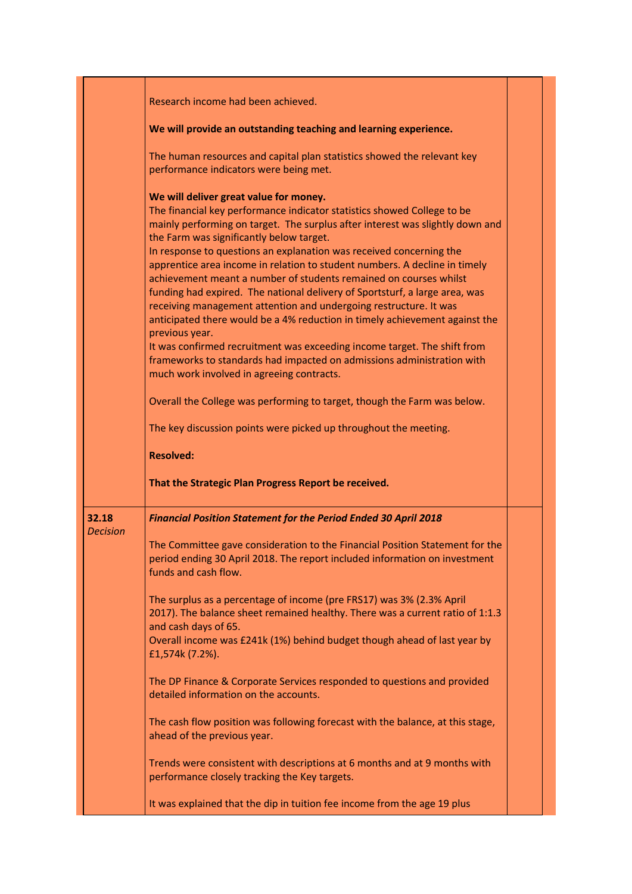| | | |
|---|---|---|
| | Research income had been achieved.<br><br>**We will provide an outstanding teaching and learning experience.**<br><br>The human resources and capital plan statistics showed the relevant key performance indicators were being met.<br><br>**We will deliver great value for money.**<br>The financial key performance indicator statistics showed College to be mainly performing on target. The surplus after interest was slightly down and the Farm was significantly below target.<br>In response to questions an explanation was received concerning the apprentice area income in relation to student numbers. A decline in timely achievement meant a number of students remained on courses whilst funding had expired. The national delivery of Sportsturf, a large area, was receiving management attention and undergoing restructure. It was anticipated there would be a 4% reduction in timely achievement against the previous year.<br>It was confirmed recruitment was exceeding income target. The shift from frameworks to standards had impacted on admissions administration with much work involved in agreeing contracts.<br><br>Overall the College was performing to target, though the Farm was below.<br><br>The key discussion points were picked up throughout the meeting.<br><br>**Resolved:**<br><br>**That the Strategic Plan Progress Report be received.** | |
| **32.18**<br>*Decision* | ***Financial Position Statement for the Period Ended 30 April 2018***<br><br>The Committee gave consideration to the Financial Position Statement for the period ending 30 April 2018. The report included information on investment funds and cash flow.<br><br>The surplus as a percentage of income (pre FRS17) was 3% (2.3% April 2017). The balance sheet remained healthy. There was a current ratio of 1:1.3 and cash days of 65.<br>Overall income was £241k (1%) behind budget though ahead of last year by £1,574k (7.2%).<br><br>The DP Finance & Corporate Services responded to questions and provided detailed information on the accounts.<br><br>The cash flow position was following forecast with the balance, at this stage, ahead of the previous year.<br><br>Trends were consistent with descriptions at 6 months and at 9 months with performance closely tracking the Key targets.<br><br>It was explained that the dip in tuition fee income from the age 19 plus | |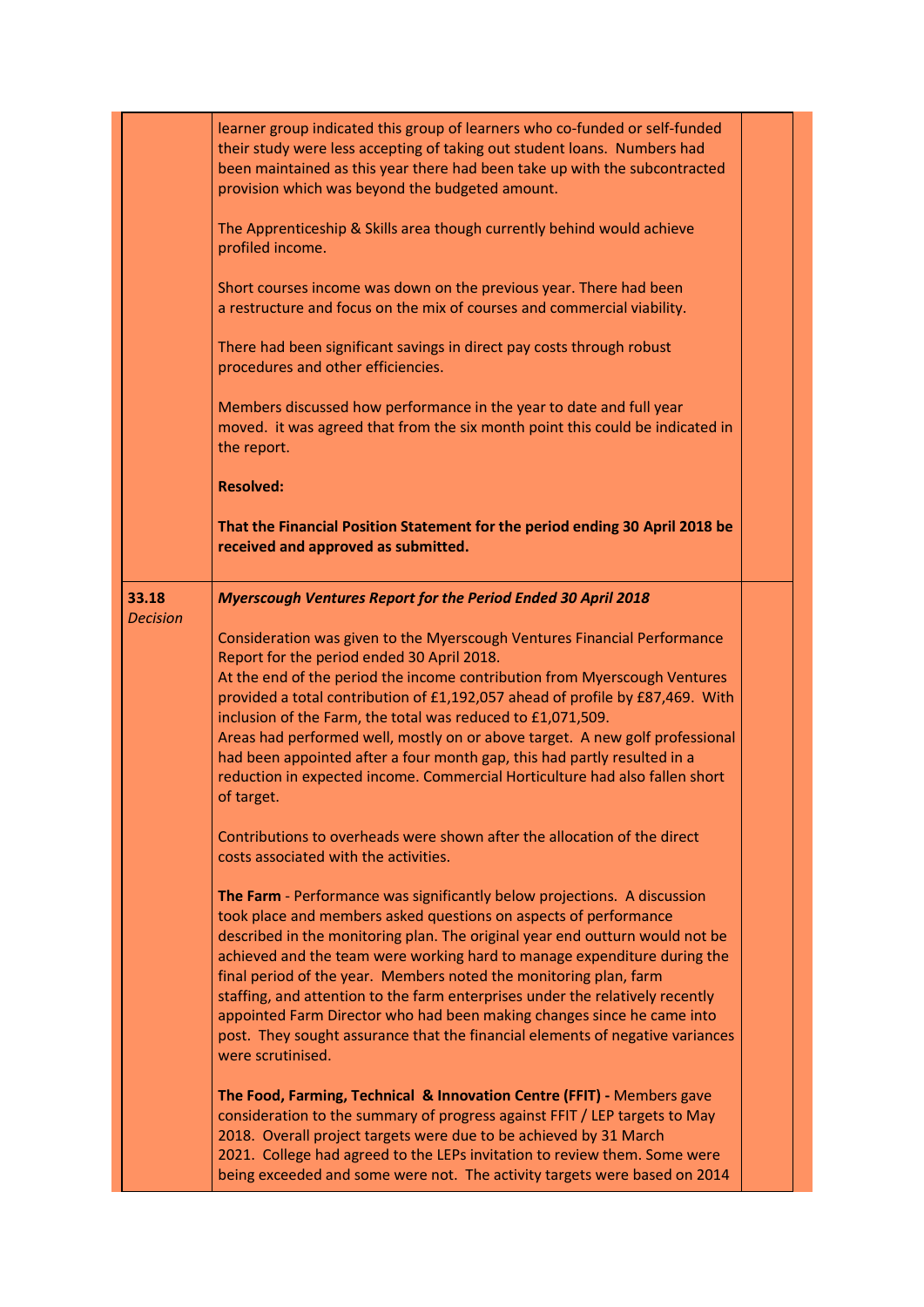| | | |
|---|---|---|
| | learner group indicated this group of learners who co-funded or self-funded their study were less accepting of taking out student loans. Numbers had been maintained as this year there had been take up with the subcontracted provision which was beyond the budgeted amount.<br><br>The Apprenticeship & Skills area though currently behind would achieve profiled income.<br><br>Short courses income was down on the previous year. There had been a restructure and focus on the mix of courses and commercial viability.<br><br>There had been significant savings in direct pay costs through robust procedures and other efficiencies.<br><br>Members discussed how performance in the year to date and full year moved. it was agreed that from the six month point this could be indicated in the report.<br><br>**Resolved:**<br><br>**That the Financial Position Statement for the period ending 30 April 2018 be received and approved as submitted.** | |
| **33.18**<br>*Decision* | ***Myerscough Ventures Report for the Period Ended 30 April 2018***<br><br>Consideration was given to the Myerscough Ventures Financial Performance Report for the period ended 30 April 2018.<br>At the end of the period the income contribution from Myerscough Ventures provided a total contribution of £1,192,057 ahead of profile by £87,469. With inclusion of the Farm, the total was reduced to £1,071,509.<br>Areas had performed well, mostly on or above target. A new golf professional had been appointed after a four month gap, this had partly resulted in a reduction in expected income. Commercial Horticulture had also fallen short of target.<br><br>Contributions to overheads were shown after the allocation of the direct costs associated with the activities.<br><br>**The Farm** - Performance was significantly below projections. A discussion took place and members asked questions on aspects of performance described in the monitoring plan. The original year end outturn would not be achieved and the team were working hard to manage expenditure during the final period of the year. Members noted the monitoring plan, farm staffing, and attention to the farm enterprises under the relatively recently appointed Farm Director who had been making changes since he came into post. They sought assurance that the financial elements of negative variances were scrutinised.<br><br>**The Food, Farming, Technical & Innovation Centre (FFIT) -** Members gave consideration to the summary of progress against FFIT / LEP targets to May 2018. Overall project targets were due to be achieved by 31 March 2021. College had agreed to the LEPs invitation to review them. Some were being exceeded and some were not. The activity targets were based on 2014 | |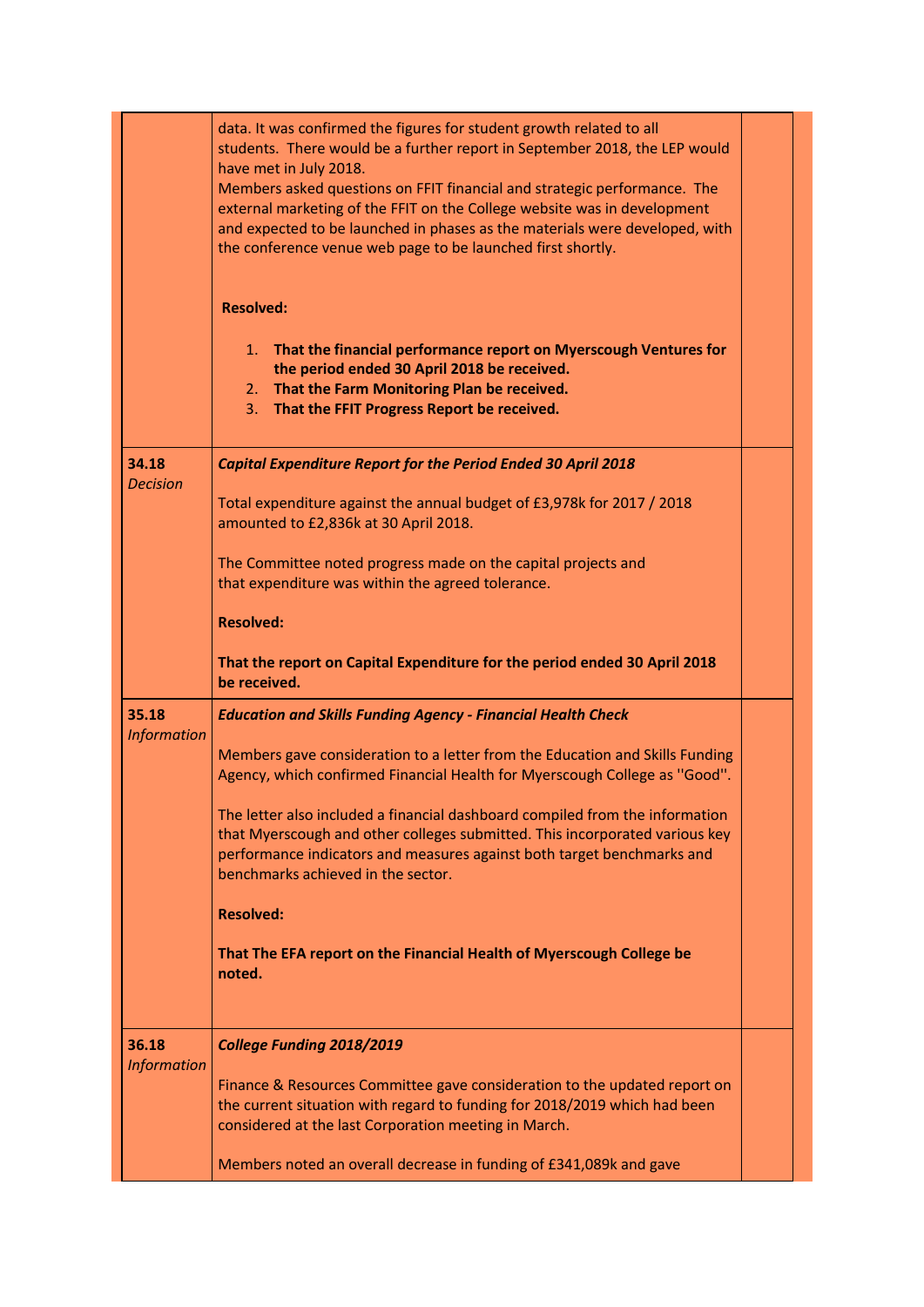| | | |
|---|---|---|
| | data. It was confirmed the figures for student growth related to all students. There would be a further report in September 2018, the LEP would have met in July 2018.<br>Members asked questions on FFIT financial and strategic performance. The external marketing of the FFIT on the College website was in development and expected to be launched in phases as the materials were developed, with the conference venue web page to be launched first shortly.<br><br>**Resolved:**<br><br>1. **That the financial performance report on Myerscough Ventures for the period ended 30 April 2018 be received.**<br>2. **That the Farm Monitoring Plan be received.**<br>3. **That the FFIT Progress Report be received.** | |
| **34.18**<br>*Decision* | ***Capital Expenditure Report for the Period Ended 30 April 2018***<br><br>Total expenditure against the annual budget of £3,978k for 2017 / 2018 amounted to £2,836k at 30 April 2018.<br><br>The Committee noted progress made on the capital projects and that expenditure was within the agreed tolerance.<br><br>**Resolved:**<br><br>**That the report on Capital Expenditure for the period ended 30 April 2018 be received.** | |
| **35.18**<br>*Information* | ***Education and Skills Funding Agency - Financial Health Check***<br><br>Members gave consideration to a letter from the Education and Skills Funding Agency, which confirmed Financial Health for Myerscough College as ''Good''.<br><br>The letter also included a financial dashboard compiled from the information that Myerscough and other colleges submitted. This incorporated various key performance indicators and measures against both target benchmarks and benchmarks achieved in the sector.<br><br>**Resolved:**<br><br>**That The EFA report on the Financial Health of Myerscough College be noted.** | |
| **36.18**<br>*Information* | ***College Funding 2018/2019***<br><br>Finance & Resources Committee gave consideration to the updated report on the current situation with regard to funding for 2018/2019 which had been considered at the last Corporation meeting in March.<br><br>Members noted an overall decrease in funding of £341,089k and gave | |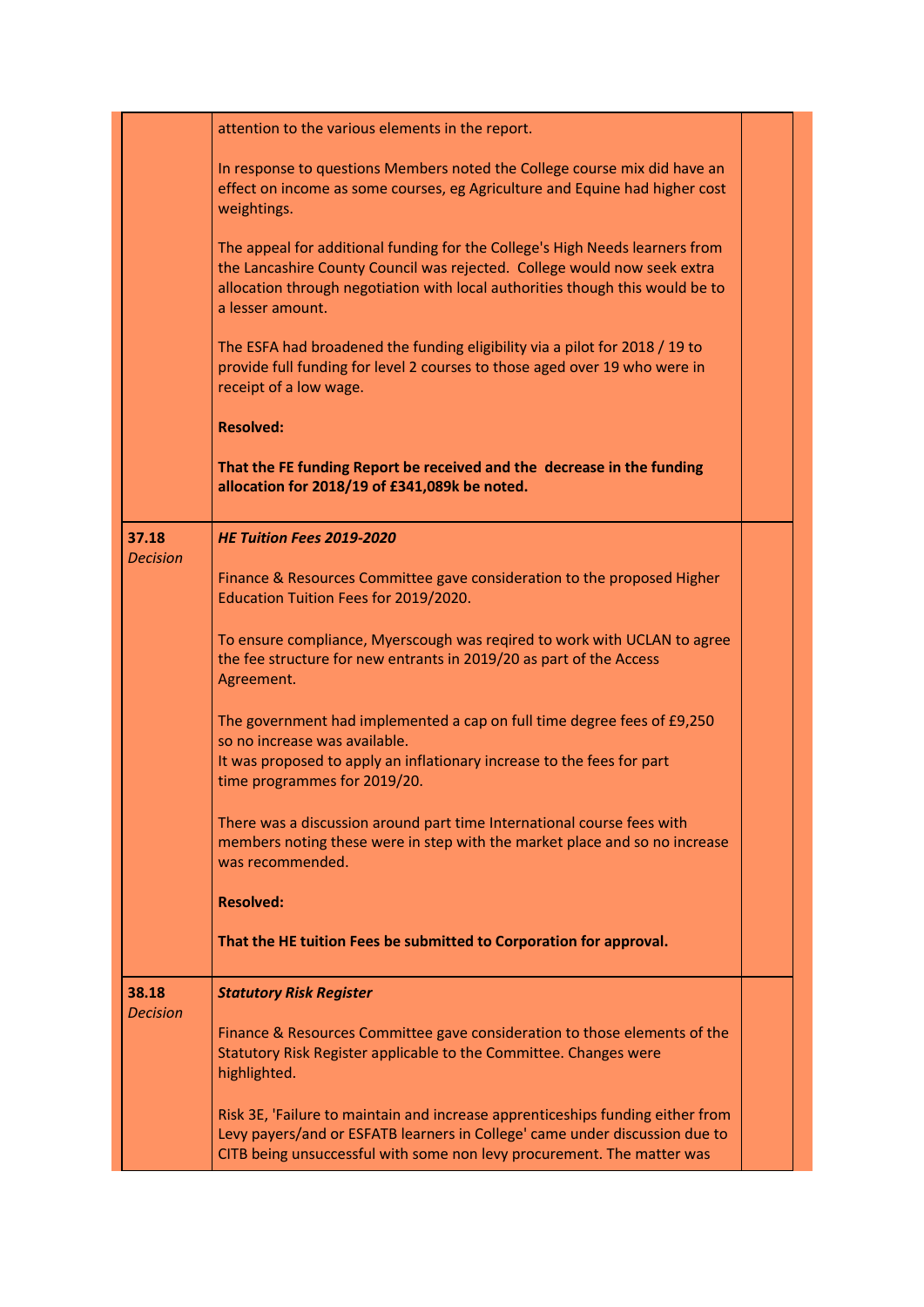| | | |
|---|---|---|
| | attention to the various elements in the report.<br><br>In response to questions Members noted the College course mix did have an effect on income as some courses, eg Agriculture and Equine had higher cost weightings.<br><br>The appeal for additional funding for the College's High Needs learners from the Lancashire County Council was rejected. College would now seek extra allocation through negotiation with local authorities though this would be to a lesser amount.<br><br>The ESFA had broadened the funding eligibility via a pilot for 2018 / 19 to provide full funding for level 2 courses to those aged over 19 who were in receipt of a low wage.<br><br>**Resolved:**<br><br>**That the FE funding Report be received and the decrease in the funding allocation for 2018/19 of £341,089k be noted.** | |
| **37.18**<br>*Decision* | ***HE Tuition Fees 2019-2020***<br><br>Finance & Resources Committee gave consideration to the proposed Higher Education Tuition Fees for 2019/2020.<br><br>To ensure compliance, Myerscough was reqired to work with UCLAN to agree the fee structure for new entrants in 2019/20 as part of the Access Agreement.<br><br>The government had implemented a cap on full time degree fees of £9,250 so no increase was available.<br>It was proposed to apply an inflationary increase to the fees for part time programmes for 2019/20.<br><br>There was a discussion around part time International course fees with members noting these were in step with the market place and so no increase was recommended.<br><br>**Resolved:**<br><br>**That the HE tuition Fees be submitted to Corporation for approval.** | |
| **38.18**<br>*Decision* | ***Statutory Risk Register***<br><br>Finance & Resources Committee gave consideration to those elements of the Statutory Risk Register applicable to the Committee. Changes were highlighted.<br><br>Risk 3E, 'Failure to maintain and increase apprenticeships funding either from Levy payers/and or ESFATB learners in College' came under discussion due to CITB being unsuccessful with some non levy procurement. The matter was | |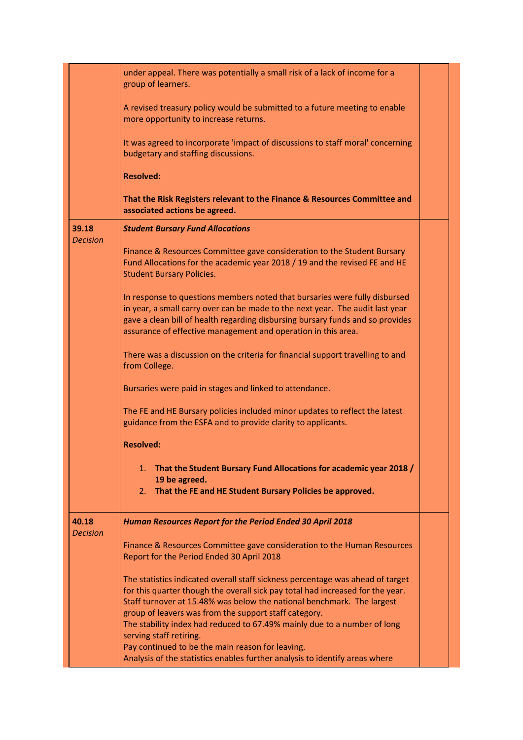| | | |
|---|---|---|
| | under appeal. There was potentially a small risk of a lack of income for a group of learners.<br><br>A revised treasury policy would be submitted to a future meeting to enable more opportunity to increase returns.<br><br>It was agreed to incorporate 'impact of discussions to staff moral' concerning budgetary and staffing discussions.<br><br>**Resolved:**<br><br>**That the Risk Registers relevant to the Finance & Resources Committee and associated actions be agreed.** | |
| **39.18**<br>*Decision* | ***Student Bursary Fund Allocations***<br><br>Finance & Resources Committee gave consideration to the Student Bursary Fund Allocations for the academic year 2018 / 19 and the revised FE and HE Student Bursary Policies.<br><br>In response to questions members noted that bursaries were fully disbursed in year, a small carry over can be made to the next year. The audit last year gave a clean bill of health regarding disbursing bursary funds and so provides assurance of effective management and operation in this area.<br><br>There was a discussion on the criteria for financial support travelling to and from College.<br><br>Bursaries were paid in stages and linked to attendance.<br><br>The FE and HE Bursary policies included minor updates to reflect the latest guidance from the ESFA and to provide clarity to applicants.<br><br>**Resolved:**<br><br>1. **That the Student Bursary Fund Allocations for academic year 2018 / 19 be agreed.**<br>2. **That the FE and HE Student Bursary Policies be approved.** | |
| **40.18**<br>*Decision* | ***Human Resources Report for the Period Ended 30 April 2018***<br><br>Finance & Resources Committee gave consideration to the Human Resources Report for the Period Ended 30 April 2018<br><br>The statistics indicated overall staff sickness percentage was ahead of target for this quarter though the overall sick pay total had increased for the year. Staff turnover at 15.48% was below the national benchmark. The largest group of leavers was from the support staff category.<br>The stability index had reduced to 67.49% mainly due to a number of long serving staff retiring.<br>Pay continued to be the main reason for leaving.<br>Analysis of the statistics enables further analysis to identify areas where | |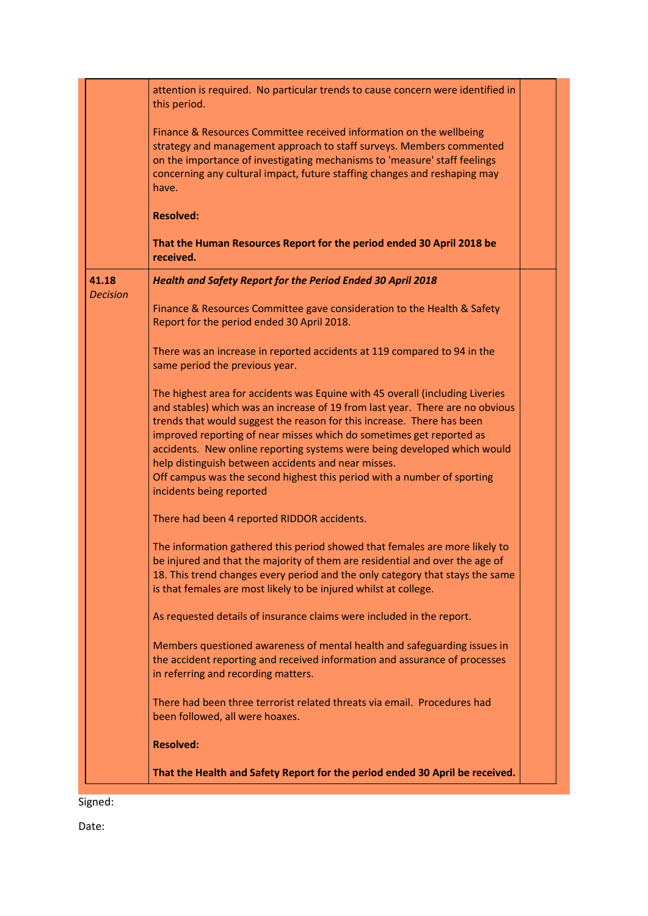| | | |
|---|---|---|
| | attention is required. No particular trends to cause concern were identified in this period.<br><br>Finance & Resources Committee received information on the wellbeing strategy and management approach to staff surveys. Members commented on the importance of investigating mechanisms to 'measure' staff feelings concerning any cultural impact, future staffing changes and reshaping may have.<br><br>**Resolved:**<br><br>**That the Human Resources Report for the period ended 30 April 2018 be received.** | |
| **41.18**<br>*Decision* | ***Health and Safety Report for the Period Ended 30 April 2018***<br><br>Finance & Resources Committee gave consideration to the Health & Safety Report for the period ended 30 April 2018.<br><br>There was an increase in reported accidents at 119 compared to 94 in the same period the previous year.<br><br>The highest area for accidents was Equine with 45 overall (including Liveries and stables) which was an increase of 19 from last year. There are no obvious trends that would suggest the reason for this increase. There has been improved reporting of near misses which do sometimes get reported as accidents. New online reporting systems were being developed which would help distinguish between accidents and near misses.<br>Off campus was the second highest this period with a number of sporting incidents being reported<br><br>There had been 4 reported RIDDOR accidents.<br><br>The information gathered this period showed that females are more likely to be injured and that the majority of them are residential and over the age of 18. This trend changes every period and the only category that stays the same is that females are most likely to be injured whilst at college.<br><br>As requested details of insurance claims were included in the report.<br><br>Members questioned awareness of mental health and safeguarding issues in the accident reporting and received information and assurance of processes in referring and recording matters.<br><br>There had been three terrorist related threats via email. Procedures had been followed, all were hoaxes.<br><br>**Resolved:**<br><br>**That the Health and Safety Report for the period ended 30 April be received.** | |

Signed:

Date: